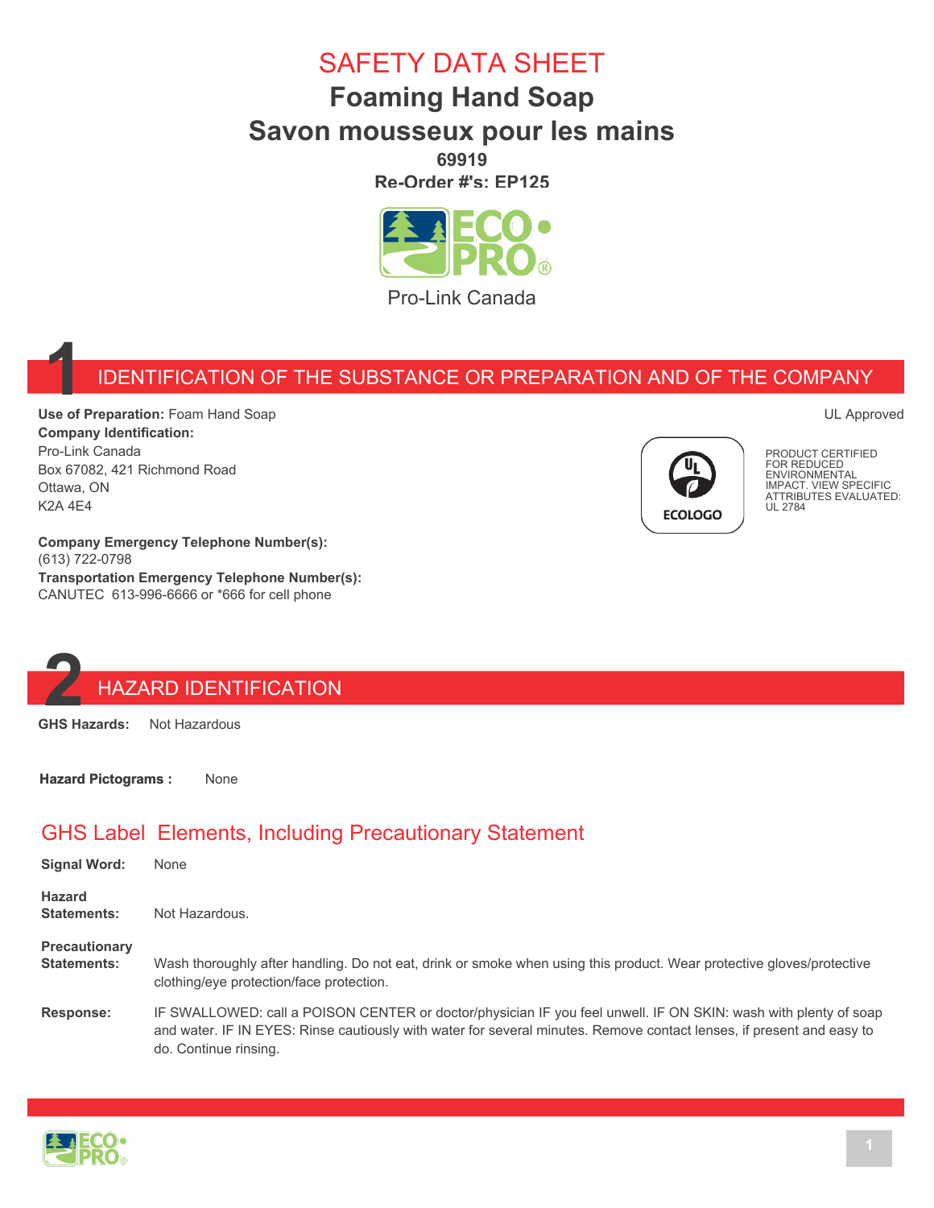# SAFETY DATA SHEET

## Foaming Hand Soap

## Savon mousseux pour les mains

**69919**

**Re-Order #'s: EP125**

Pro-Link Canada

## 1 IDENTIFICATION OF THE SUBSTANCE OR PREPARATION AND OF THE COMPANY

**Use of Preparation:** Foam Hand Soap

UL Approved

**Company Identification:**
Pro-Link Canada
Box 67082, 421 Richmond Road
Ottawa, ON
K2A 4E4

ECOLOGO

PRODUCT CERTIFIED FOR REDUCED ENVIRONMENTAL IMPACT. VIEW SPECIFIC ATTRIBUTES EVALUATED: UL 2784

**Company Emergency Telephone Number(s):**
(613) 722-0798

**Transportation Emergency Telephone Number(s):**
CANUTEC 613-996-6666 or *666 for cell phone

## 2 HAZARD IDENTIFICATION

**GHS Hazards:** Not Hazardous

**Hazard Pictograms :** None

### GHS Label Elements, Including Precautionary Statement

**Signal Word:** None

**Hazard Statements:** Not Hazardous.

**Precautionary Statements:** Wash thoroughly after handling. Do not eat, drink or smoke when using this product. Wear protective gloves/protective clothing/eye protection/face protection.

**Response:** IF SWALLOWED: call a POISON CENTER or doctor/physician IF you feel unwell. IF ON SKIN: wash with plenty of soap and water. IF IN EYES: Rinse cautiously with water for several minutes. Remove contact lenses, if present and easy to do. Continue rinsing.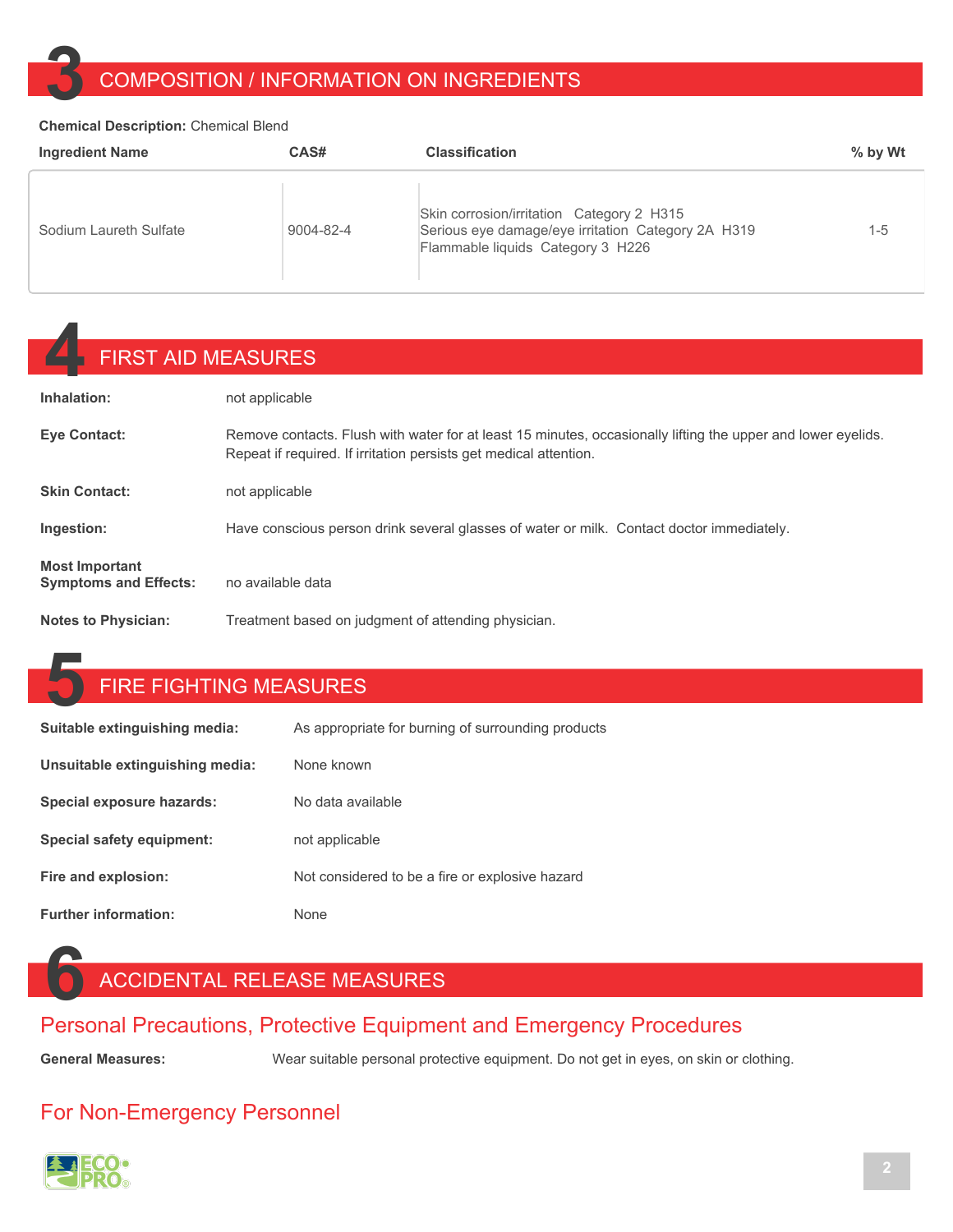## 3 COMPOSITION / INFORMATION ON INGREDIENTS

**Chemical Description:** Chemical Blend

| Ingredient Name | CAS# | Classification | % by Wt |
|---|---|---|---|
| Sodium Laureth Sulfate | 9004-82-4 | Skin corrosion/irritation Category 2 H315<br>Serious eye damage/eye irritation Category 2A H319<br>Flammable liquids Category 3 H226 | 1-5 |

## 4 FIRST AID MEASURES

**Inhalation:** not applicable

**Eye Contact:** Remove contacts. Flush with water for at least 15 minutes, occasionally lifting the upper and lower eyelids. Repeat if required. If irritation persists get medical attention.

**Skin Contact:** not applicable

**Ingestion:** Have conscious person drink several glasses of water or milk. Contact doctor immediately.

**Most Important Symptoms and Effects:** no available data

**Notes to Physician:** Treatment based on judgment of attending physician.

## 5 FIRE FIGHTING MEASURES

**Suitable extinguishing media:** As appropriate for burning of surrounding products

**Unsuitable extinguishing media:** None known

**Special exposure hazards:** No data available

**Special safety equipment:** not applicable

**Fire and explosion:** Not considered to be a fire or explosive hazard

**Further information:** None

## 6 ACCIDENTAL RELEASE MEASURES

### Personal Precautions, Protective Equipment and Emergency Procedures

**General Measures:** Wear suitable personal protective equipment. Do not get in eyes, on skin or clothing.

### For Non-Emergency Personnel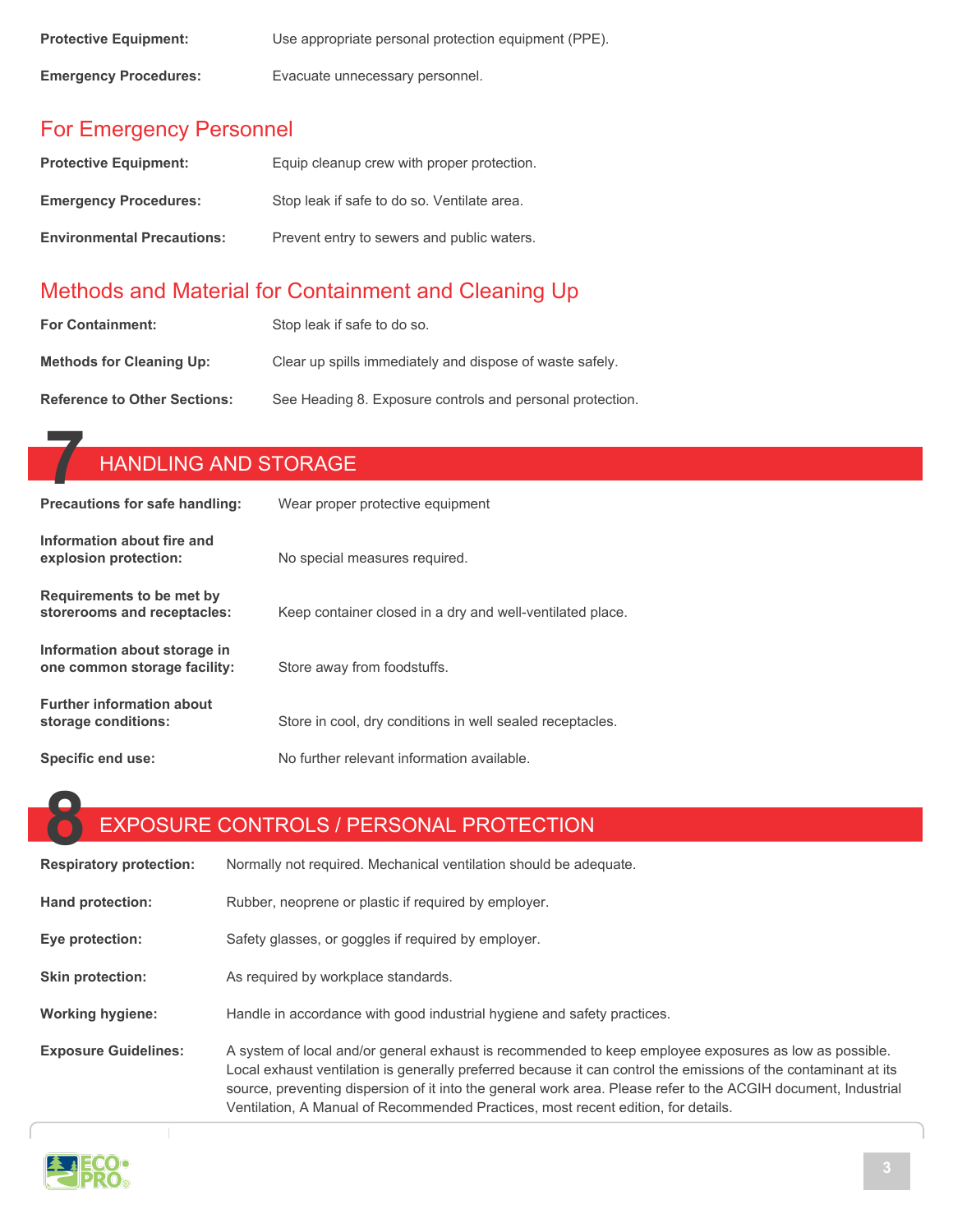**Protective Equipment:** Use appropriate personal protection equipment (PPE).

**Emergency Procedures:** Evacuate unnecessary personnel.

### For Emergency Personnel

**Protective Equipment:** Equip cleanup crew with proper protection.

**Emergency Procedures:** Stop leak if safe to do so. Ventilate area.

**Environmental Precautions:** Prevent entry to sewers and public waters.

### Methods and Material for Containment and Cleaning Up

**For Containment:** Stop leak if safe to do so.

**Methods for Cleaning Up:** Clear up spills immediately and dispose of waste safely.

**Reference to Other Sections:** See Heading 8. Exposure controls and personal protection.

## 7 HANDLING AND STORAGE

**Precautions for safe handling:** Wear proper protective equipment

**Information about fire and explosion protection:** No special measures required.

**Requirements to be met by storerooms and receptacles:** Keep container closed in a dry and well-ventilated place.

**Information about storage in one common storage facility:** Store away from foodstuffs.

**Further information about storage conditions:** Store in cool, dry conditions in well sealed receptacles.

**Specific end use:** No further relevant information available.

## 8 EXPOSURE CONTROLS / PERSONAL PROTECTION

**Respiratory protection:** Normally not required. Mechanical ventilation should be adequate.

**Hand protection:** Rubber, neoprene or plastic if required by employer.

**Eye protection:** Safety glasses, or goggles if required by employer.

**Skin protection:** As required by workplace standards.

**Working hygiene:** Handle in accordance with good industrial hygiene and safety practices.

**Exposure Guidelines:** A system of local and/or general exhaust is recommended to keep employee exposures as low as possible. Local exhaust ventilation is generally preferred because it can control the emissions of the contaminant at its source, preventing dispersion of it into the general work area. Please refer to the ACGIH document, Industrial Ventilation, A Manual of Recommended Practices, most recent edition, for details.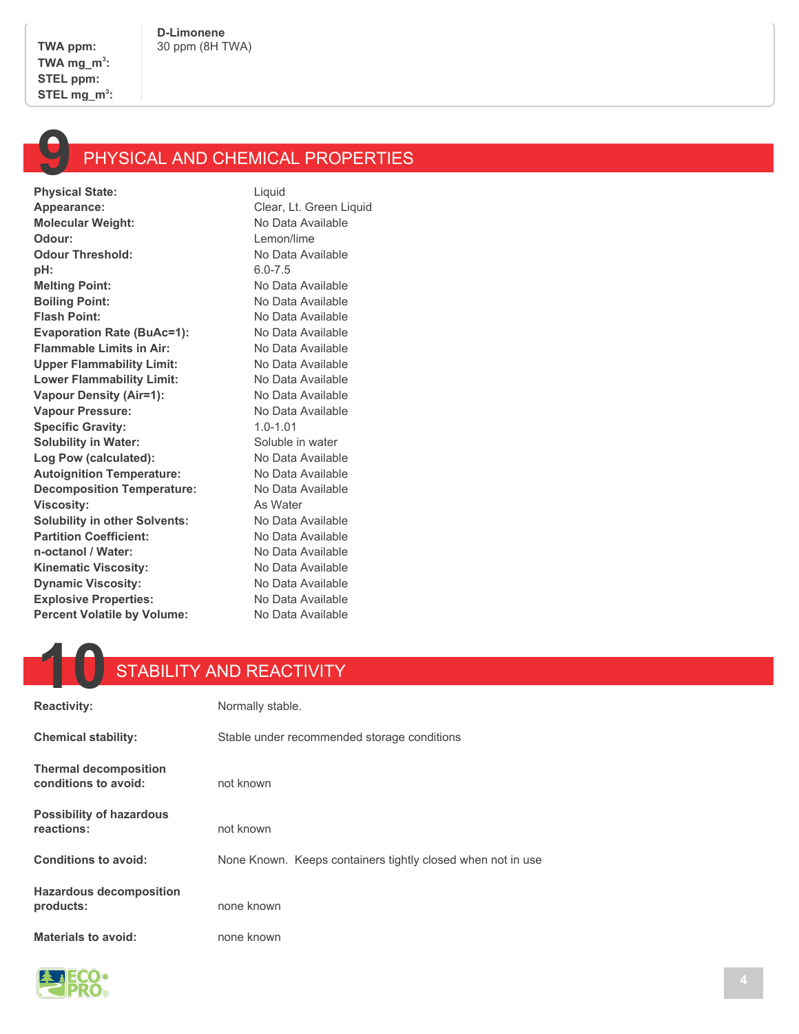| | D-Limonene |
|---|---|
| TWA ppm: | 30 ppm (8H TWA) |
| TWA mg_m$^3$: | |
| STEL ppm: | |
| STEL mg_m$^3$: | |

# 9 PHYSICAL AND CHEMICAL PROPERTIES

| | |
|---|---|
| **Physical State:** | Liquid |
| **Appearance:** | Clear, Lt. Green Liquid |
| **Molecular Weight:** | No Data Available |
| **Odour:** | Lemon/lime |
| **Odour Threshold:** | No Data Available |
| **pH:** | 6.0-7.5 |
| **Melting Point:** | No Data Available |
| **Boiling Point:** | No Data Available |
| **Flash Point:** | No Data Available |
| **Evaporation Rate (BuAc=1):** | No Data Available |
| **Flammable Limits in Air:** | No Data Available |
| **Upper Flammability Limit:** | No Data Available |
| **Lower Flammability Limit:** | No Data Available |
| **Vapour Density (Air=1):** | No Data Available |
| **Vapour Pressure:** | No Data Available |
| **Specific Gravity:** | 1.0-1.01 |
| **Solubility in Water:** | Soluble in water |
| **Log Pow (calculated):** | No Data Available |
| **Autoignition Temperature:** | No Data Available |
| **Decomposition Temperature:** | No Data Available |
| **Viscosity:** | As Water |
| **Solubility in other Solvents:** | No Data Available |
| **Partition Coefficient:** | No Data Available |
| **n-octanol / Water:** | No Data Available |
| **Kinematic Viscosity:** | No Data Available |
| **Dynamic Viscosity:** | No Data Available |
| **Explosive Properties:** | No Data Available |
| **Percent Volatile by Volume:** | No Data Available |

# 10 STABILITY AND REACTIVITY

| | |
|---|---|
| **Reactivity:** | Normally stable. |
| **Chemical stability:** | Stable under recommended storage conditions |
| **Thermal decomposition conditions to avoid:** | not known |
| **Possibility of hazardous reactions:** | not known |
| **Conditions to avoid:** | None Known. Keeps containers tightly closed when not in use |
| **Hazardous decomposition products:** | none known |
| **Materials to avoid:** | none known |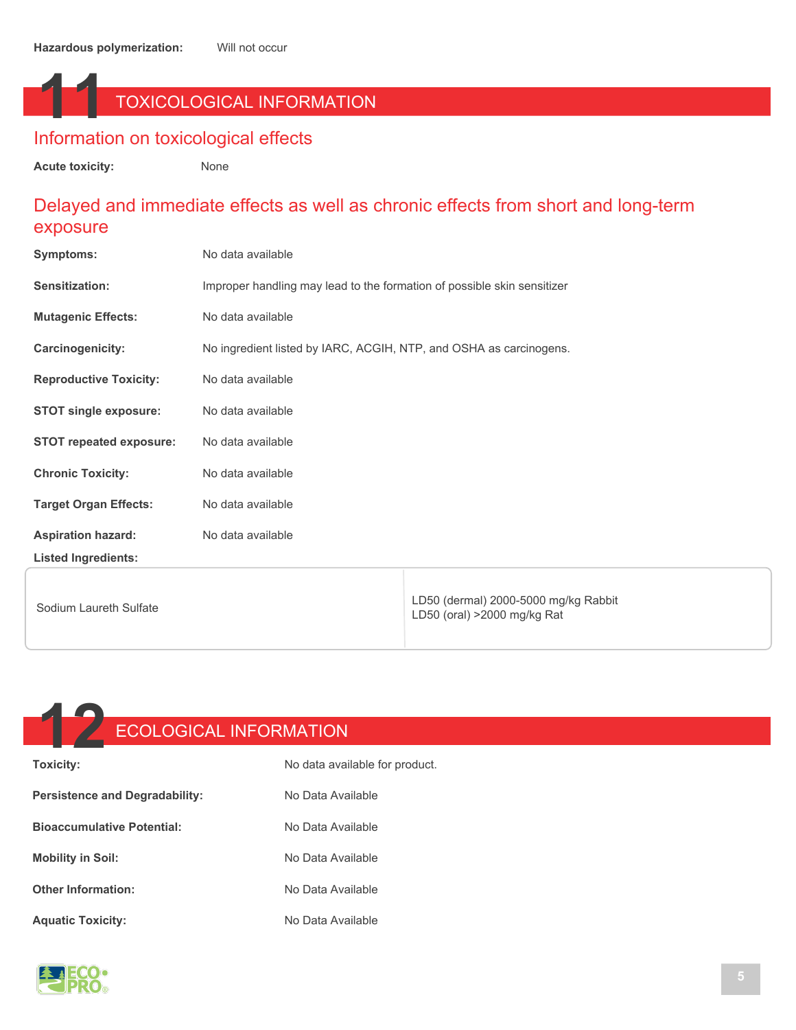**Hazardous polymerization:** Will not occur

# 11 TOXICOLOGICAL INFORMATION

## Information on toxicological effects

**Acute toxicity:** None

## Delayed and immediate effects as well as chronic effects from short and long-term exposure

**Symptoms:** No data available

**Sensitization:** Improper handling may lead to the formation of possible skin sensitizer

**Mutagenic Effects:** No data available

**Carcinogenicity:** No ingredient listed by IARC, ACGIH, NTP, and OSHA as carcinogens.

**Reproductive Toxicity:** No data available

**STOT single exposure:** No data available

**STOT repeated exposure:** No data available

**Chronic Toxicity:** No data available

**Target Organ Effects:** No data available

**Aspiration hazard:** No data available

**Listed Ingredients:**

| | |
|---|---|
| Sodium Laureth Sulfate | LD50 (dermal) 2000-5000 mg/kg Rabbit<br>LD50 (oral) >2000 mg/kg Rat |

# 12 ECOLOGICAL INFORMATION

**Toxicity:** No data available for product.

**Persistence and Degradability:** No Data Available

**Bioaccumulative Potential:** No Data Available

**Mobility in Soil:** No Data Available

**Other Information:** No Data Available

**Aquatic Toxicity:** No Data Available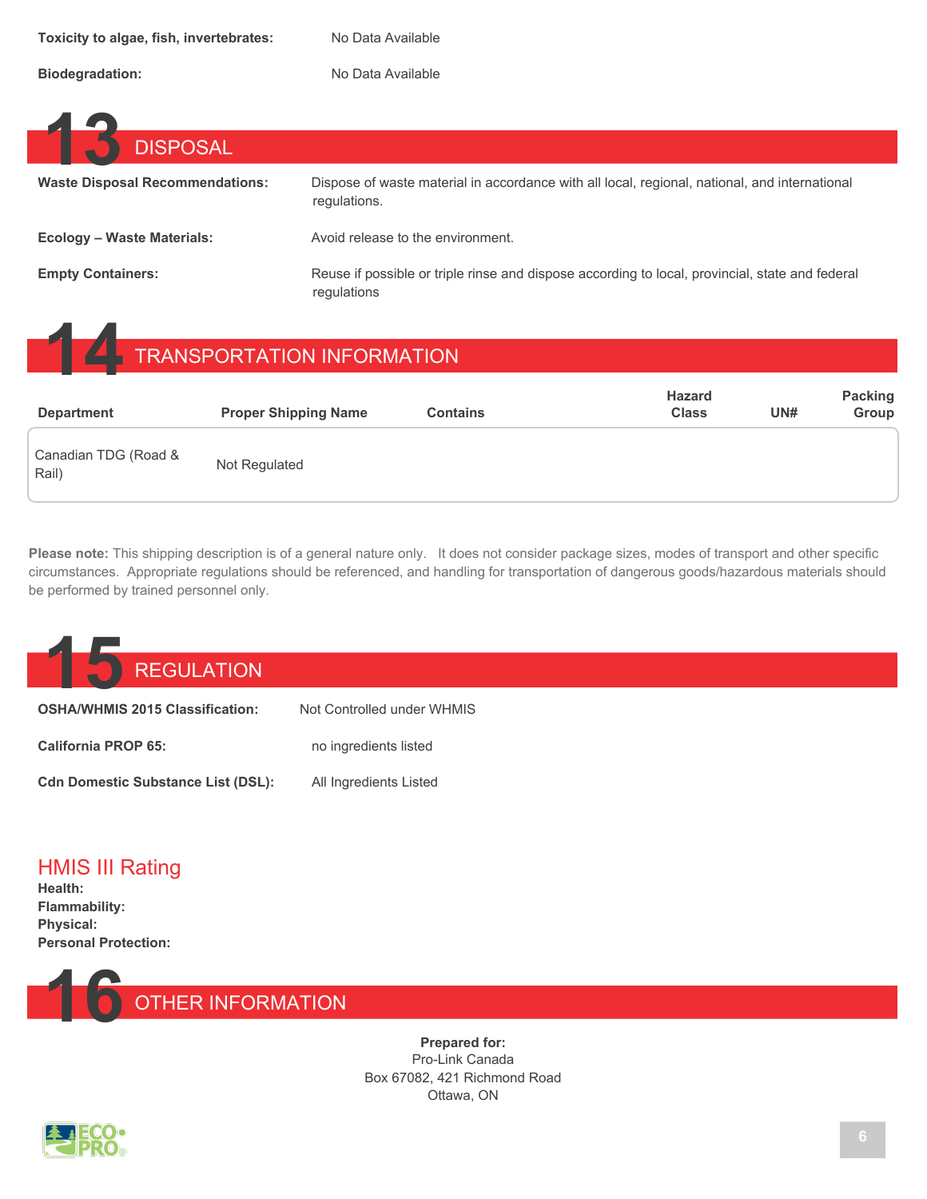**Toxicity to algae, fish, invertebrates:** No Data Available

**Biodegradation:** No Data Available

## 13 DISPOSAL

**Waste Disposal Recommendations:** Dispose of waste material in accordance with all local, regional, national, and international regulations.

**Ecology – Waste Materials:** Avoid release to the environment.

**Empty Containers:** Reuse if possible or triple rinse and dispose according to local, provincial, state and federal regulations

## 14 TRANSPORTATION INFORMATION

| Department | Proper Shipping Name | Contains | Hazard Class | UN# | Packing Group |
|---|---|---|---|---|---|
| Canadian TDG (Road & Rail) | Not Regulated | | | | |

**Please note:** This shipping description is of a general nature only. It does not consider package sizes, modes of transport and other specific circumstances. Appropriate regulations should be referenced, and handling for transportation of dangerous goods/hazardous materials should be performed by trained personnel only.

## 15 REGULATION

**OSHA/WHMIS 2015 Classification:** Not Controlled under WHMIS

**California PROP 65:** no ingredients listed

**Cdn Domestic Substance List (DSL):** All Ingredients Listed

### HMIS III Rating

**Health:**
**Flammability:**
**Physical:**
**Personal Protection:**

## 16 OTHER INFORMATION

**Prepared for:**
Pro-Link Canada
Box 67082, 421 Richmond Road
Ottawa, ON

ECO PRO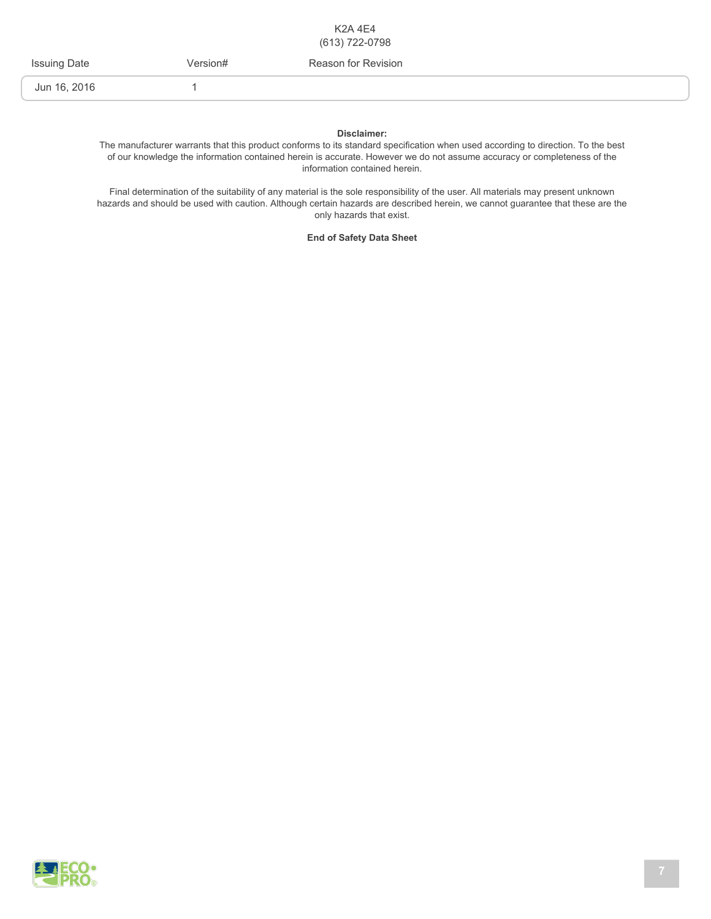K2A 4E4
(613) 722-0798

| Issuing Date | Version# | Reason for Revision |
|---|---|---|
| Jun 16, 2016 | 1 | |

**Disclaimer:**

The manufacturer warrants that this product conforms to its standard specification when used according to direction. To the best of our knowledge the information contained herein is accurate. However we do not assume accuracy or completeness of the information contained herein.

Final determination of the suitability of any material is the sole responsibility of the user. All materials may present unknown hazards and should be used with caution. Although certain hazards are described herein, we cannot guarantee that these are the only hazards that exist.

**End of Safety Data Sheet**